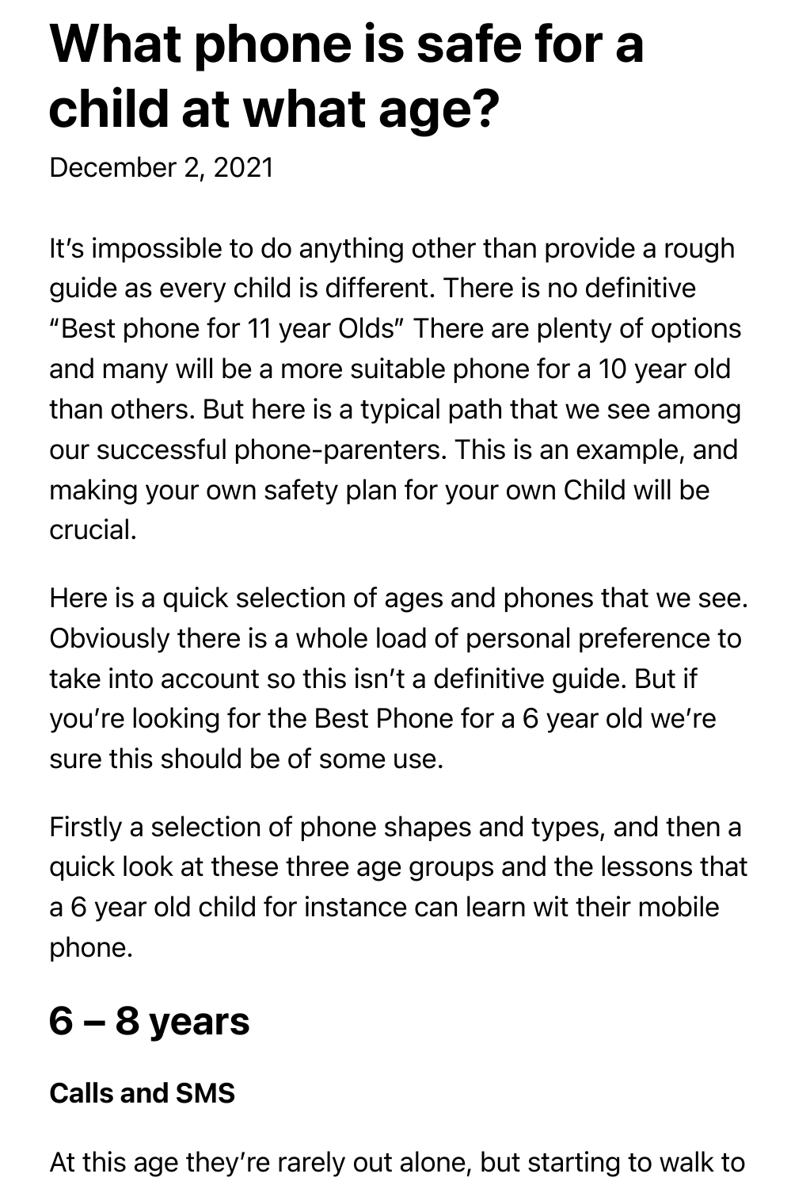# What phone is safe for a child at what age?

December 2, 2021

It's impossible to do anything other than provide a rough guide as every child is different. There is no definitive "Best phone for 11 year Olds" There are plenty of options and many will be a more suitable phone for a 10 year old than others. But here is a typical path that we see among our successful phone-parenters. This is an example, and making your own safety plan for your own Child will be crucial.

Here is a quick selection of ages and phones that we see. Obviously there is a whole load of personal preference to take into account so this isn't a definitive guide. But if you're looking for the Best Phone for a 6 year old we're sure this should be of some use.

Firstly a selection of phone shapes and types, and then a quick look at these three age groups and the lessons that a 6 year old child for instance can learn wit their mobile phone.

## 6 – 8 years

**Calls and SMS**

At this age they're rarely out alone, but starting to walk to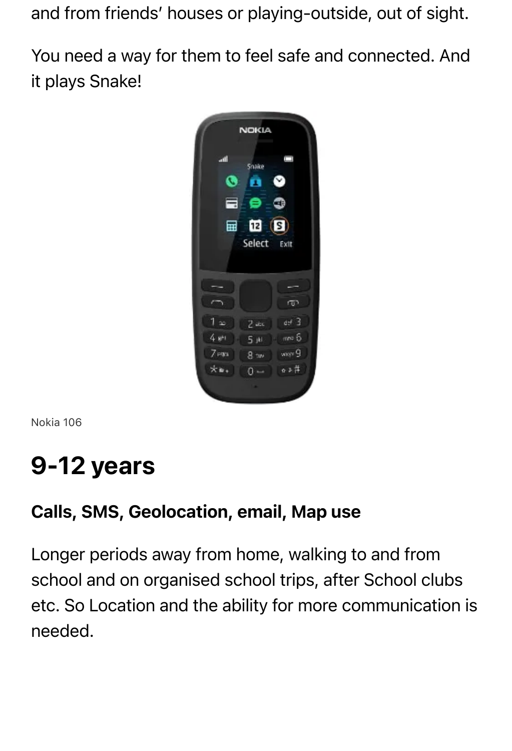and from friends' houses or playing-outside, out of sight.

You need a way for them to feel safe and connected. And it plays Snake!

Nokia 106

## 9-12 years

**Calls, SMS, Geolocation, email, Map use**

Longer periods away from home, walking to and from school and on organised school trips, after School clubs etc. So Location and the ability for more communication is needed.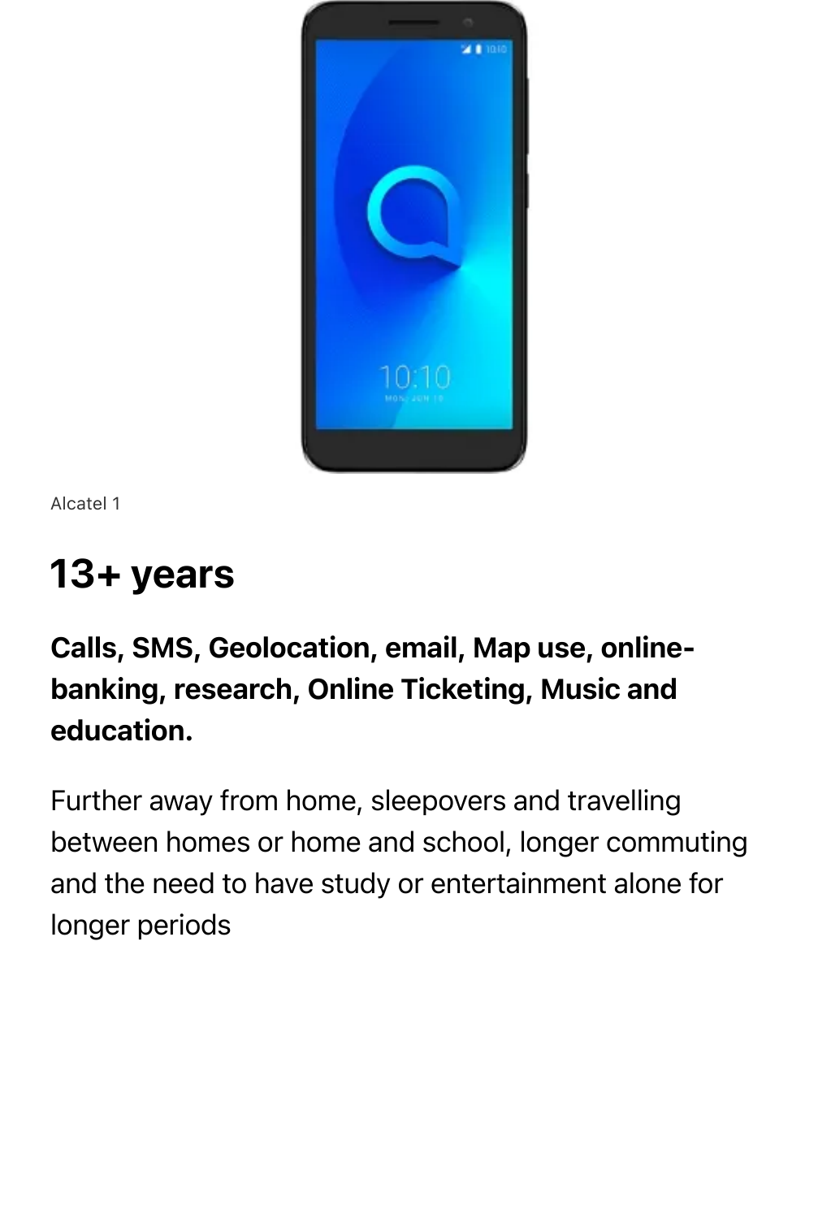Alcatel 1

## 13+ years

**Calls, SMS, Geolocation, email, Map use, online-banking, research, Online Ticketing, Music and education.**

Further away from home, sleepovers and travelling between homes or home and school, longer commuting and the need to have study or entertainment alone for longer periods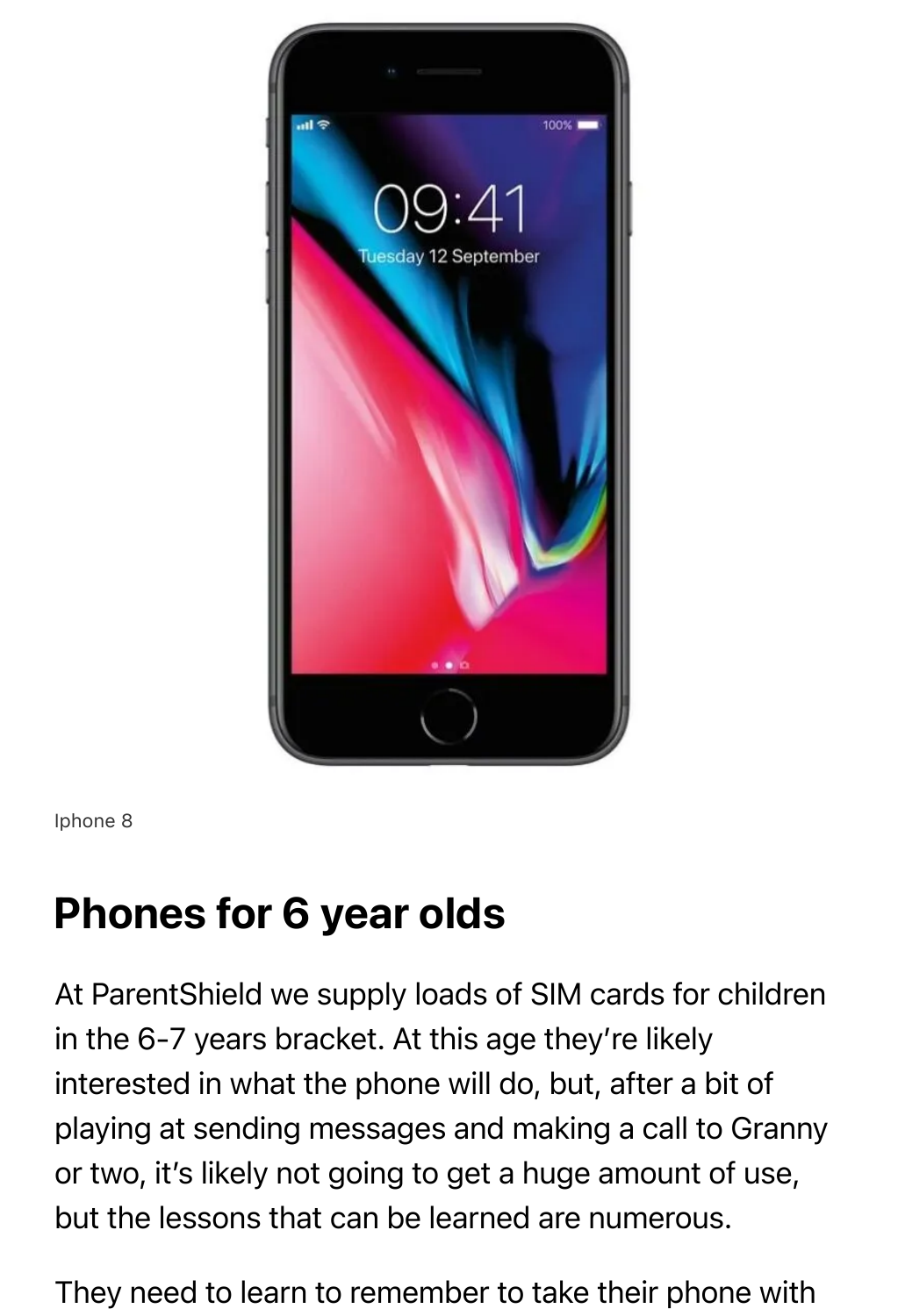Iphone 8

## Phones for 6 year olds

At ParentShield we supply loads of SIM cards for children in the 6-7 years bracket. At this age they're likely interested in what the phone will do, but, after a bit of playing at sending messages and making a call to Granny or two, it's likely not going to get a huge amount of use, but the lessons that can be learned are numerous.

They need to learn to remember to take their phone with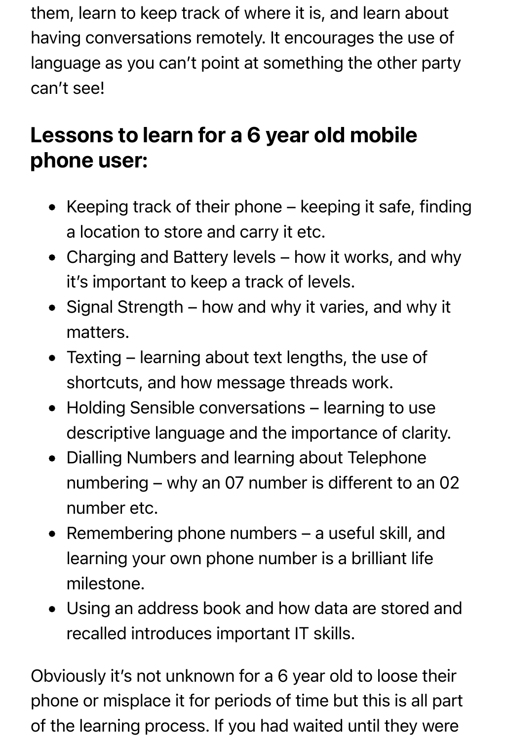them, learn to keep track of where it is, and learn about having conversations remotely. It encourages the use of language as you can't point at something the other party can't see!

## Lessons to learn for a 6 year old mobile phone user:

- Keeping track of their phone – keeping it safe, finding a location to store and carry it etc.
- Charging and Battery levels – how it works, and why it's important to keep a track of levels.
- Signal Strength – how and why it varies, and why it matters.
- Texting – learning about text lengths, the use of shortcuts, and how message threads work.
- Holding Sensible conversations – learning to use descriptive language and the importance of clarity.
- Dialling Numbers and learning about Telephone numbering – why an 07 number is different to an 02 number etc.
- Remembering phone numbers – a useful skill, and learning your own phone number is a brilliant life milestone.
- Using an address book and how data are stored and recalled introduces important IT skills.

Obviously it's not unknown for a 6 year old to loose their phone or misplace it for periods of time but this is all part of the learning process. If you had waited until they were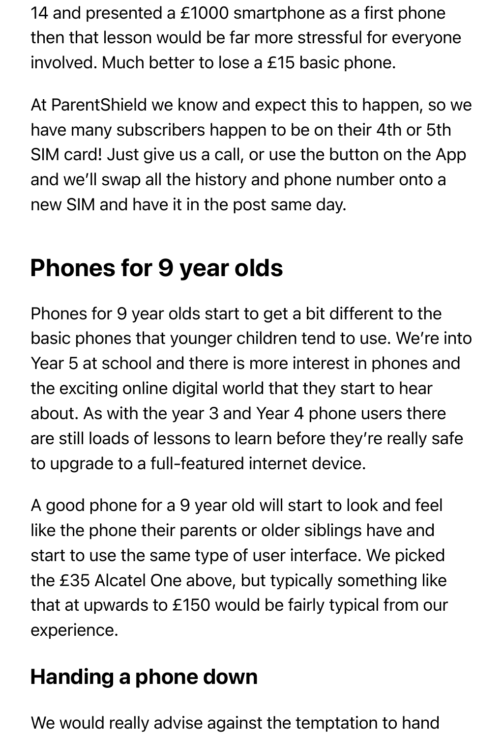14 and presented a £1000 smartphone as a first phone then that lesson would be far more stressful for everyone involved. Much better to lose a £15 basic phone.

At ParentShield we know and expect this to happen, so we have many subscribers happen to be on their 4th or 5th SIM card! Just give us a call, or use the button on the App and we'll swap all the history and phone number onto a new SIM and have it in the post same day.

## Phones for 9 year olds

Phones for 9 year olds start to get a bit different to the basic phones that younger children tend to use. We're into Year 5 at school and there is more interest in phones and the exciting online digital world that they start to hear about. As with the year 3 and Year 4 phone users there are still loads of lessons to learn before they're really safe to upgrade to a full-featured internet device.

A good phone for a 9 year old will start to look and feel like the phone their parents or older siblings have and start to use the same type of user interface. We picked the £35 Alcatel One above, but typically something like that at upwards to £150 would be fairly typical from our experience.

### Handing a phone down

We would really advise against the temptation to hand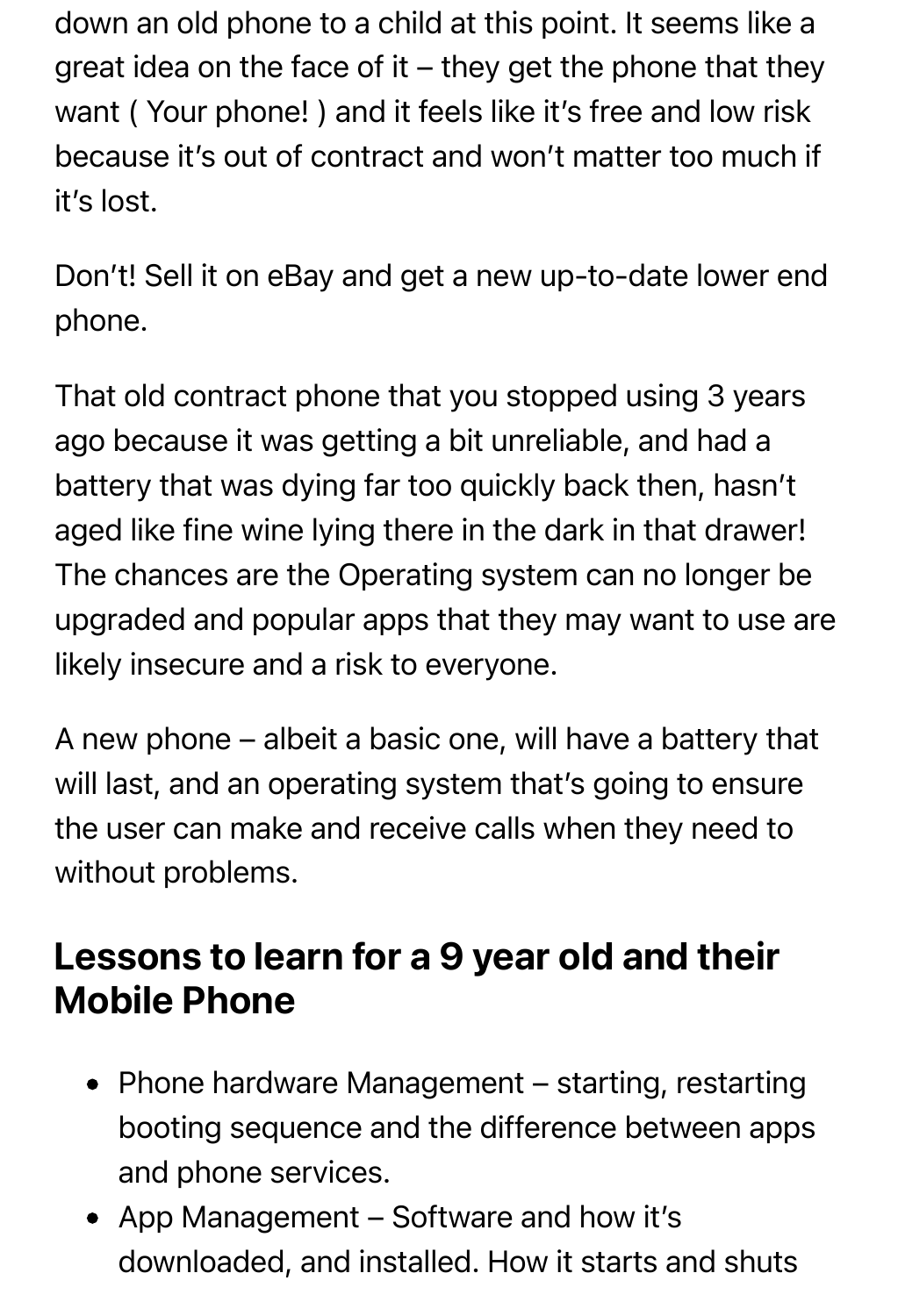down an old phone to a child at this point. It seems like a great idea on the face of it – they get the phone that they want ( Your phone! ) and it feels like it's free and low risk because it's out of contract and won't matter too much if it's lost.

Don't! Sell it on eBay and get a new up-to-date lower end phone.

That old contract phone that you stopped using 3 years ago because it was getting a bit unreliable, and had a battery that was dying far too quickly back then, hasn't aged like fine wine lying there in the dark in that drawer! The chances are the Operating system can no longer be upgraded and popular apps that they may want to use are likely insecure and a risk to everyone.

A new phone – albeit a basic one, will have a battery that will last, and an operating system that's going to ensure the user can make and receive calls when they need to without problems.

## Lessons to learn for a 9 year old and their Mobile Phone

- Phone hardware Management – starting, restarting booting sequence and the difference between apps and phone services.
- App Management – Software and how it's downloaded, and installed. How it starts and shuts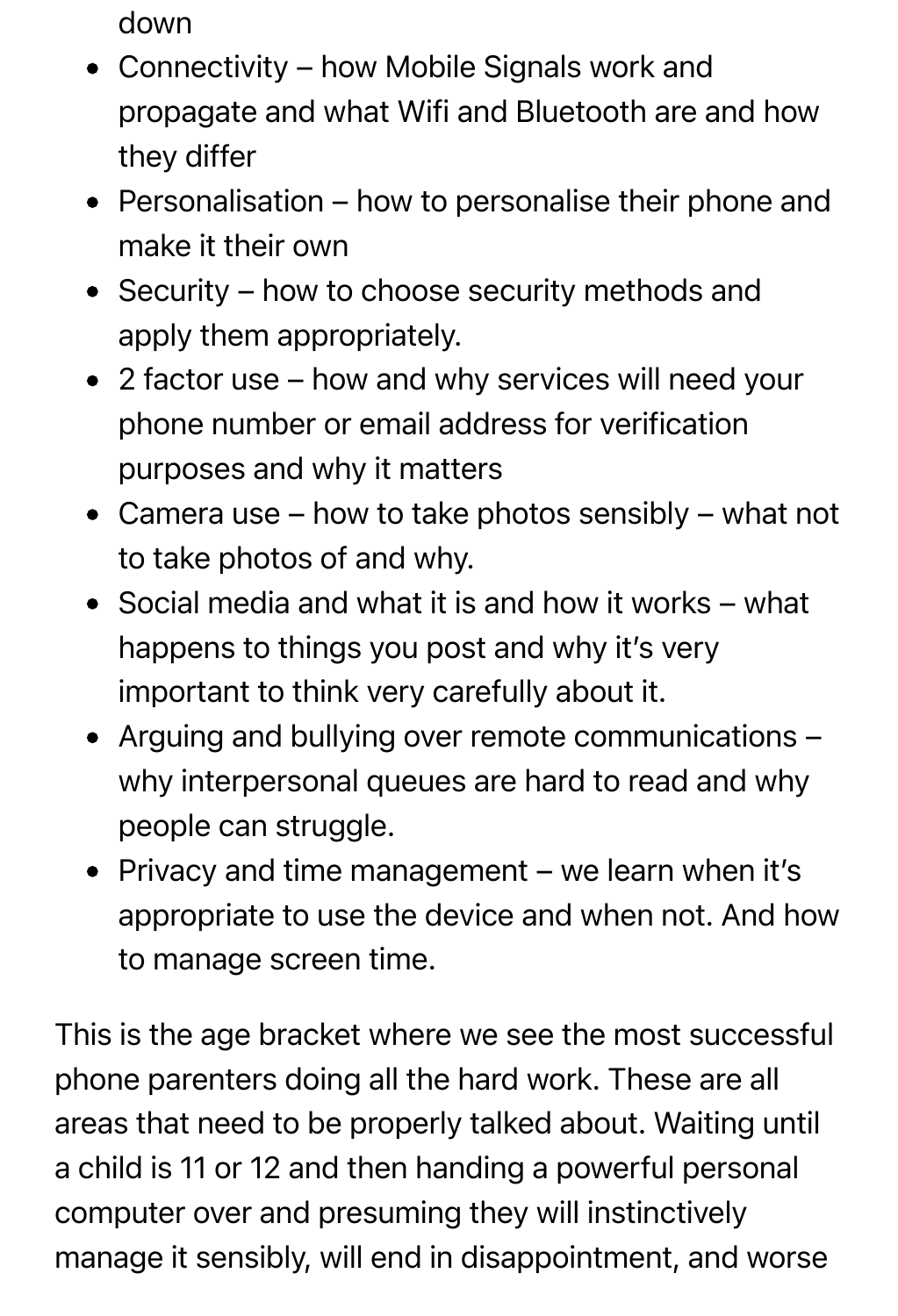down

- Connectivity – how Mobile Signals work and propagate and what Wifi and Bluetooth are and how they differ
- Personalisation – how to personalise their phone and make it their own
- Security – how to choose security methods and apply them appropriately.
- 2 factor use – how and why services will need your phone number or email address for verification purposes and why it matters
- Camera use – how to take photos sensibly – what not to take photos of and why.
- Social media and what it is and how it works – what happens to things you post and why it's very important to think very carefully about it.
- Arguing and bullying over remote communications – why interpersonal queues are hard to read and why people can struggle.
- Privacy and time management – we learn when it's appropriate to use the device and when not. And how to manage screen time.

This is the age bracket where we see the most successful phone parenters doing all the hard work. These are all areas that need to be properly talked about. Waiting until a child is 11 or 12 and then handing a powerful personal computer over and presuming they will instinctively manage it sensibly, will end in disappointment, and worse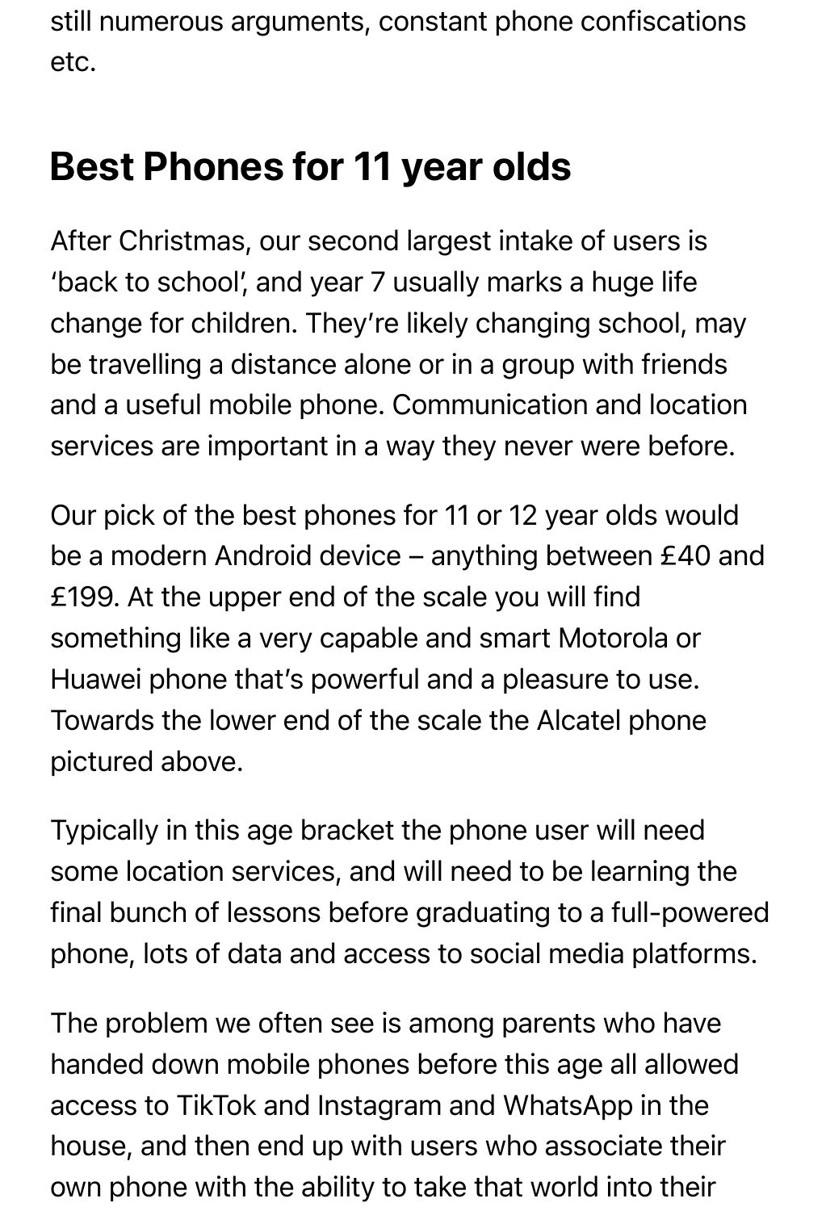still numerous arguments, constant phone confiscations etc.

## Best Phones for 11 year olds

After Christmas, our second largest intake of users is 'back to school', and year 7 usually marks a huge life change for children. They're likely changing school, may be travelling a distance alone or in a group with friends and a useful mobile phone. Communication and location services are important in a way they never were before.

Our pick of the best phones for 11 or 12 year olds would be a modern Android device – anything between £40 and £199. At the upper end of the scale you will find something like a very capable and smart Motorola or Huawei phone that's powerful and a pleasure to use. Towards the lower end of the scale the Alcatel phone pictured above.

Typically in this age bracket the phone user will need some location services, and will need to be learning the final bunch of lessons before graduating to a full-powered phone, lots of data and access to social media platforms.

The problem we often see is among parents who have handed down mobile phones before this age all allowed access to TikTok and Instagram and WhatsApp in the house, and then end up with users who associate their own phone with the ability to take that world into their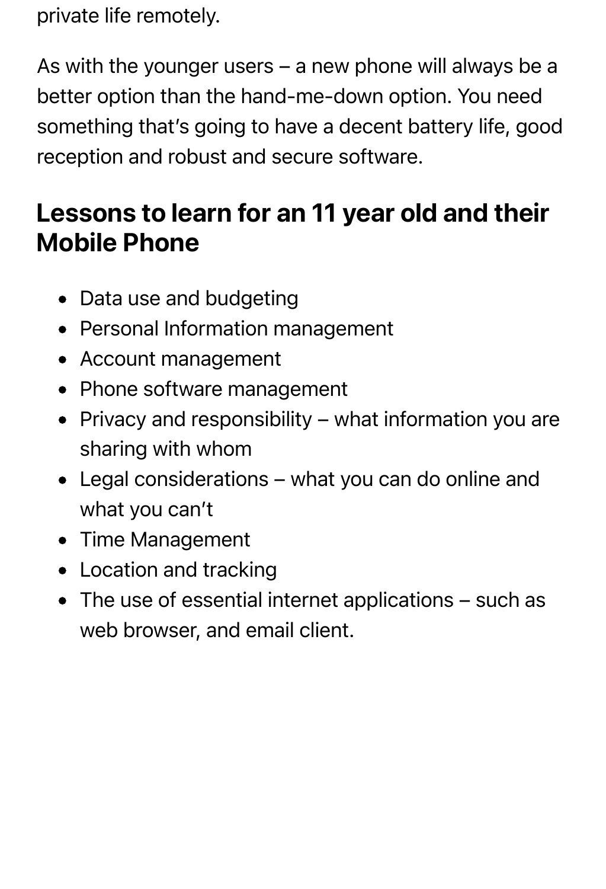private life remotely.

As with the younger users – a new phone will always be a better option than the hand-me-down option. You need something that's going to have a decent battery life, good reception and robust and secure software.

## Lessons to learn for an 11 year old and their Mobile Phone

- Data use and budgeting
- Personal Information management
- Account management
- Phone software management
- Privacy and responsibility – what information you are sharing with whom
- Legal considerations – what you can do online and what you can't
- Time Management
- Location and tracking
- The use of essential internet applications – such as web browser, and email client.